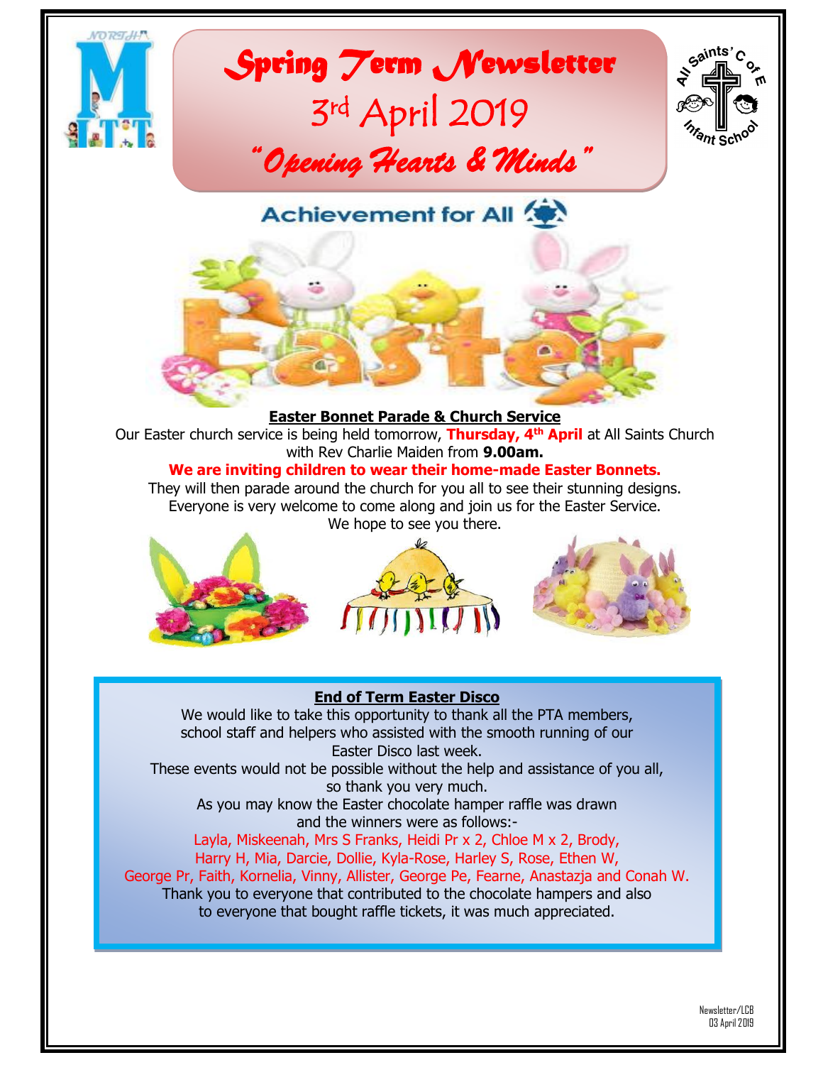# Spring Term Newsletter

## 3rd April 2019

## *"Opening Hearts & Minds"*

Achievement for All

**Easter Bonnet Parade & Church Service**

Our Easter church service is being held tomorrow, **Thursday, 4th April** at All Saints Church with Rev Charlie Maiden from **9.00am.**

**We are inviting children to wear their home-made Easter Bonnets.**

They will then parade around the church for you all to see their stunning designs.
Everyone is very welcome to come along and join us for the Easter Service.
We hope to see you there.

**End of Term Easter Disco**

We would like to take this opportunity to thank all the PTA members, school staff and helpers who assisted with the smooth running of our Easter Disco last week.

These events would not be possible without the help and assistance of you all, so thank you very much.

As you may know the Easter chocolate hamper raffle was drawn and the winners were as follows:-

Layla, Miskeenah, Mrs S Franks, Heidi Pr x 2, Chloe M x 2, Brody, Harry H, Mia, Darcie, Dollie, Kyla-Rose, Harley S, Rose, Ethen W, George Pr, Faith, Kornelia, Vinny, Allister, George Pe, Fearne, Anastazja and Conah W.

Thank you to everyone that contributed to the chocolate hampers and also to everyone that bought raffle tickets, it was much appreciated.

Newsletter/LCB
03 April 2019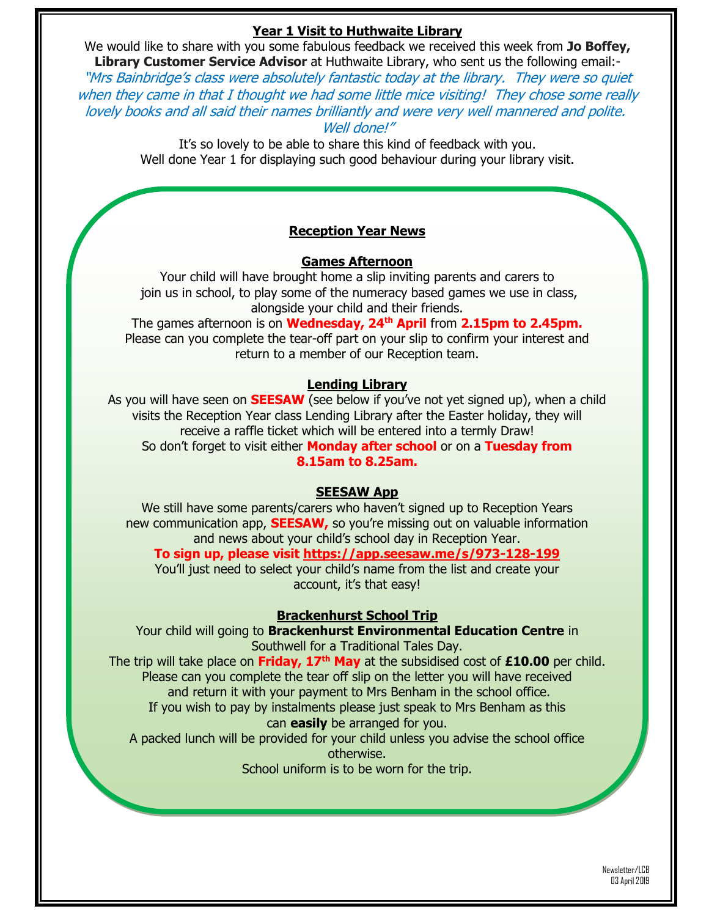## Year 1 Visit to Huthwaite Library

We would like to share with you some fabulous feedback we received this week from **Jo Boffey, Library Customer Service Advisor** at Huthwaite Library, who sent us the following email:-

*"Mrs Bainbridge's class were absolutely fantastic today at the library. They were so quiet when they came in that I thought we had some little mice visiting! They chose some really lovely books and all said their names brilliantly and were very well mannered and polite. Well done!"*

It's so lovely to be able to share this kind of feedback with you.
Well done Year 1 for displaying such good behaviour during your library visit.

## Reception Year News

### Games Afternoon

Your child will have brought home a slip inviting parents and carers to join us in school, to play some of the numeracy based games we use in class, alongside your child and their friends.

The games afternoon is on **Wednesday, 24th April** from **2.15pm to 2.45pm.**
Please can you complete the tear-off part on your slip to confirm your interest and return to a member of our Reception team.

### Lending Library

As you will have seen on **SEESAW** (see below if you've not yet signed up), when a child visits the Reception Year class Lending Library after the Easter holiday, they will receive a raffle ticket which will be entered into a termly Draw!
So don't forget to visit either **Monday after school** or on a **Tuesday from 8.15am to 8.25am.**

### SEESAW App

We still have some parents/carers who haven't signed up to Reception Years new communication app, **SEESAW,** so you're missing out on valuable information and news about your child's school day in Reception Year.

**To sign up, please visit https://app.seesaw.me/s/973-128-199**

You'll just need to select your child's name from the list and create your account, it's that easy!

### Brackenhurst School Trip

Your child will going to **Brackenhurst Environmental Education Centre** in Southwell for a Traditional Tales Day.
The trip will take place on **Friday, 17th May** at the subsidised cost of **£10.00** per child.
Please can you complete the tear off slip on the letter you will have received and return it with your payment to Mrs Benham in the school office.
If you wish to pay by instalments please just speak to Mrs Benham as this can **easily** be arranged for you.
A packed lunch will be provided for your child unless you advise the school office otherwise.
School uniform is to be worn for the trip.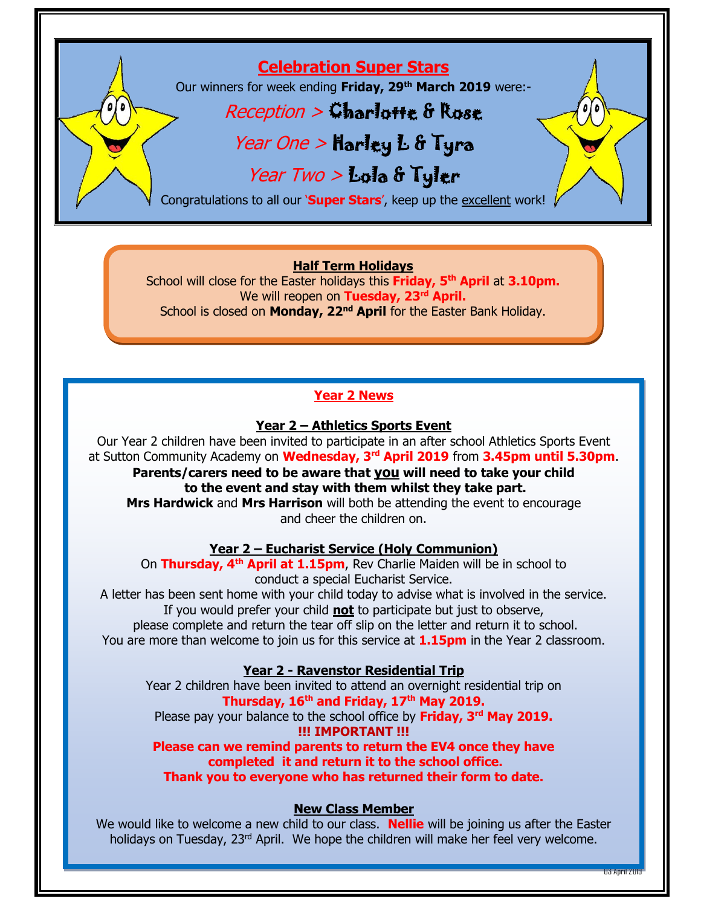## Celebration Super Stars

Our winners for week ending **Friday, 29th March 2019** were:-

*Reception* > Charlotte & Rose

*Year One* > Harley L & Tyra

*Year Two* > Lola & Tyler

Congratulations to all our '**Super Stars**', keep up the excellent work!

### Half Term Holidays

School will close for the Easter holidays this **Friday, 5th April** at **3.10pm.**
We will reopen on **Tuesday, 23rd April.**
School is closed on **Monday, 22nd April** for the Easter Bank Holiday.

## Year 2 News

### Year 2 – Athletics Sports Event

Our Year 2 children have been invited to participate in an after school Athletics Sports Event at Sutton Community Academy on **Wednesday, 3rd April 2019** from **3.45pm until 5.30pm**.

**Parents/carers need to be aware that you will need to take your child to the event and stay with them whilst they take part.**

**Mrs Hardwick** and **Mrs Harrison** will both be attending the event to encourage and cheer the children on.

### Year 2 – Eucharist Service (Holy Communion)

On **Thursday, 4th April at 1.15pm**, Rev Charlie Maiden will be in school to conduct a special Eucharist Service.

A letter has been sent home with your child today to advise what is involved in the service. If you would prefer your child **not** to participate but just to observe, please complete and return the tear off slip on the letter and return it to school.

You are more than welcome to join us for this service at **1.15pm** in the Year 2 classroom.

### Year 2 - Ravenstor Residential Trip

Year 2 children have been invited to attend an overnight residential trip on **Thursday, 16th and Friday, 17th May 2019.**

Please pay your balance to the school office by **Friday, 3rd May 2019.**

**!!! IMPORTANT !!!**

**Please can we remind parents to return the EV4 once they have completed it and return it to the school office.**
**Thank you to everyone who has returned their form to date.**

### New Class Member

We would like to welcome a new child to our class. **Nellie** will be joining us after the Easter holidays on Tuesday, 23rd April. We hope the children will make her feel very welcome.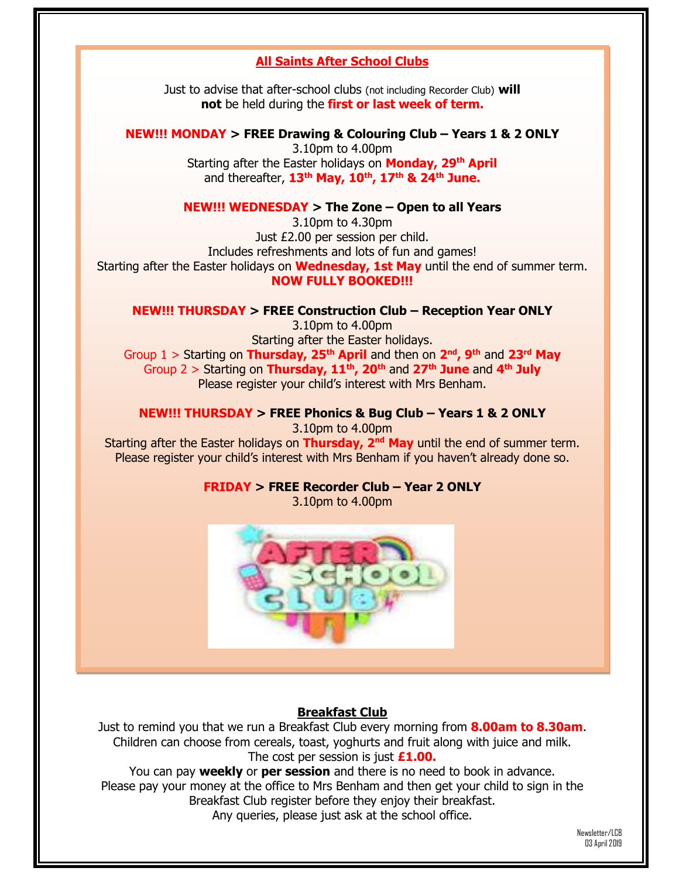## All Saints After School Clubs

Just to advise that after-school clubs (not including Recorder Club) **will not** be held during the **first or last week of term.**

**NEW!!! MONDAY > FREE Drawing & Colouring Club – Years 1 & 2 ONLY**

3.10pm to 4.00pm

Starting after the Easter holidays on **Monday, 29th April**

and thereafter, **13th May, 10th, 17th & 24th June.**

**NEW!!! WEDNESDAY > The Zone – Open to all Years**

3.10pm to 4.30pm

Just £2.00 per session per child.

Includes refreshments and lots of fun and games!

Starting after the Easter holidays on **Wednesday, 1st May** until the end of summer term.

**NOW FULLY BOOKED!!!**

**NEW!!! THURSDAY > FREE Construction Club – Reception Year ONLY**

3.10pm to 4.00pm

Starting after the Easter holidays.

Group 1 > Starting on **Thursday, 25th April** and then on **2nd, 9th** and **23rd May**

Group 2 > Starting on **Thursday, 11th, 20th** and **27th June** and **4th July**

Please register your child's interest with Mrs Benham.

**NEW!!! THURSDAY > FREE Phonics & Bug Club – Years 1 & 2 ONLY**

3.10pm to 4.00pm

Starting after the Easter holidays on **Thursday, 2nd May** until the end of summer term.

Please register your child's interest with Mrs Benham if you haven't already done so.

**FRIDAY > FREE Recorder Club – Year 2 ONLY**

3.10pm to 4.00pm

## Breakfast Club

Just to remind you that we run a Breakfast Club every morning from **8.00am to 8.30am**.

Children can choose from cereals, toast, yoghurts and fruit along with juice and milk.

The cost per session is just **£1.00.**

You can pay **weekly** or **per session** and there is no need to book in advance.

Please pay your money at the office to Mrs Benham and then get your child to sign in the Breakfast Club register before they enjoy their breakfast.

Any queries, please just ask at the school office.

Newsletter/LCB
03 April 2019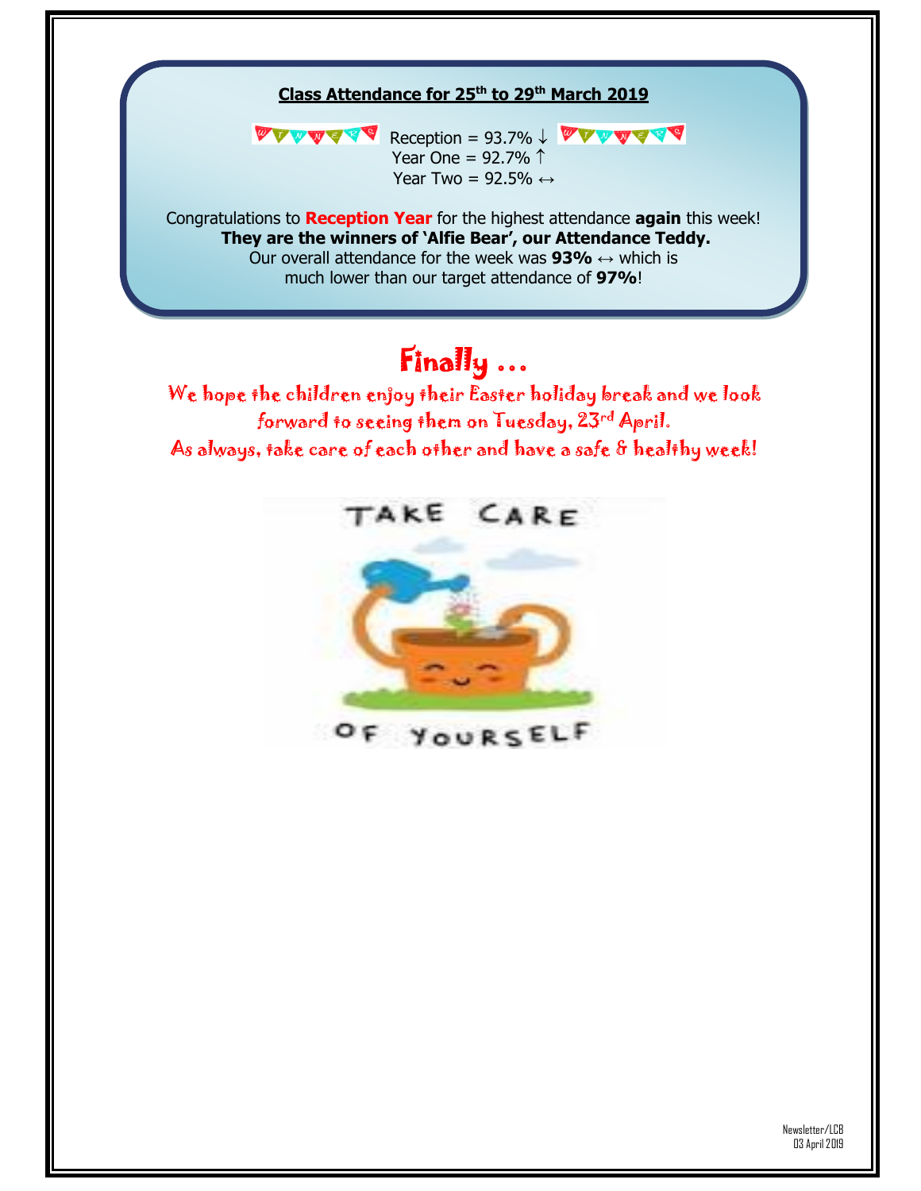## Class Attendance for 25th to 29th March 2019

Reception = 93.7% ↓
Year One = 92.7% ↑
Year Two = 92.5% ↔

Congratulations to **Reception Year** for the highest attendance **again** this week!
**They are the winners of 'Alfie Bear', our Attendance Teddy.**
Our overall attendance for the week was **93%** ↔ which is much lower than our target attendance of **97%**!

# Finally …

We hope the children enjoy their Easter holiday break and we look forward to seeing them on Tuesday, 23rd April.
As always, take care of each other and have a safe & healthy week!

TAKE CARE

OF YOURSELF